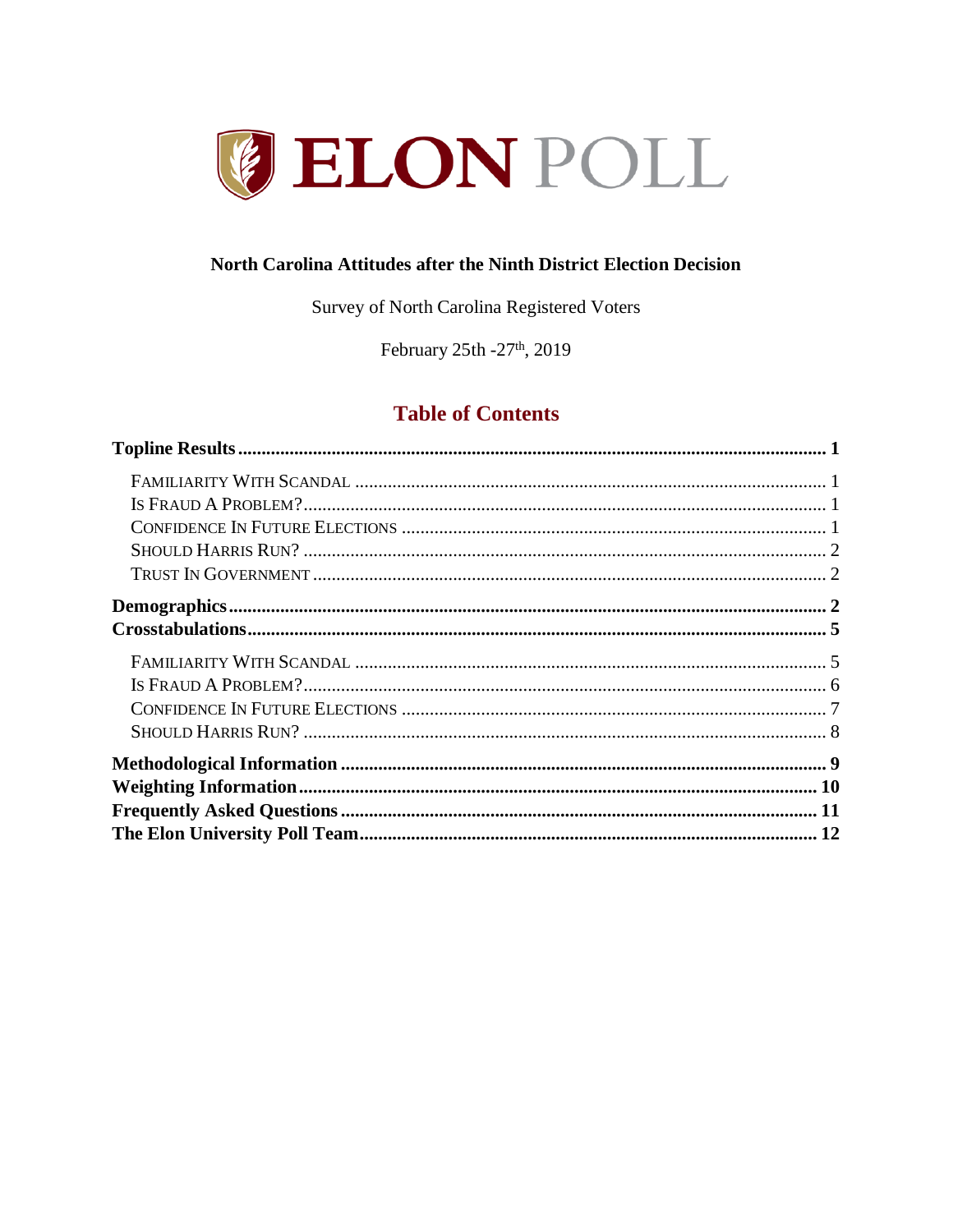# ELON POLL

**North Carolina Attitudes after the Ninth District Election Decision**

Survey of North Carolina Registered Voters

February 25th -27th, 2019

## Table of Contents

**Topline Results** .......... **1**

- Familiarity With Scandal .......... 1
- Is Fraud A Problem? .......... 1
- Confidence In Future Elections .......... 1
- Should Harris Run? .......... 2
- Trust In Government .......... 2

**Demographics** .......... **2**

**Crosstabulations** .......... **5**

- Familiarity With Scandal .......... 5
- Is Fraud A Problem? .......... 6
- Confidence In Future Elections .......... 7
- Should Harris Run? .......... 8

**Methodological Information** .......... **9**

**Weighting Information** .......... **10**

**Frequently Asked Questions** .......... **11**

**The Elon University Poll Team** .......... **12**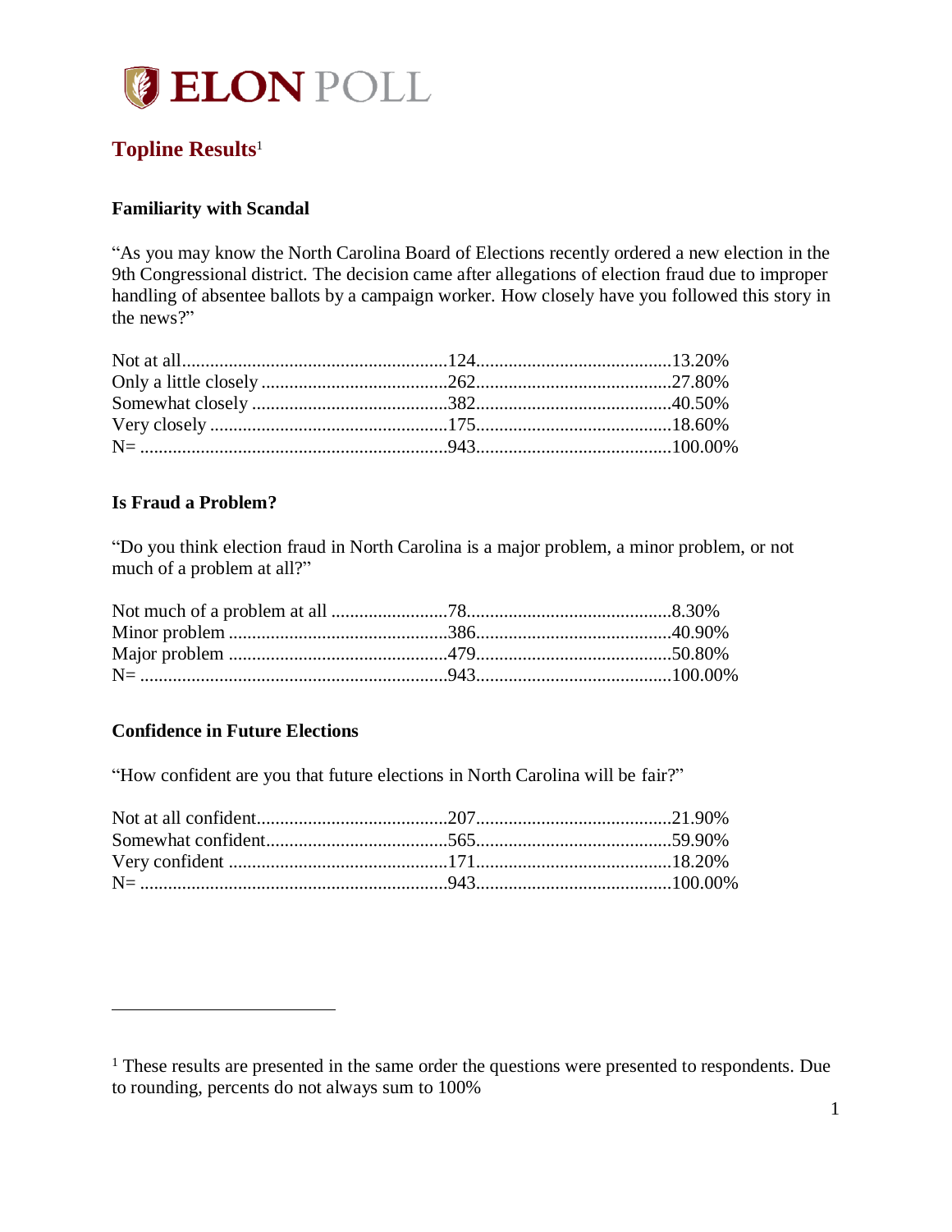# ELON POLL

## Topline Results[1]

### Familiarity with Scandal

"As you may know the North Carolina Board of Elections recently ordered a new election in the 9th Congressional district. The decision came after allegations of election fraud due to improper handling of absentee ballots by a campaign worker. How closely have you followed this story in the news?"

| Response | N | % |
|---|---|---|
| Not at all | 124 | 13.20% |
| Only a little closely | 262 | 27.80% |
| Somewhat closely | 382 | 40.50% |
| Very closely | 175 | 18.60% |
| N= | 943 | 100.00% |

### Is Fraud a Problem?

"Do you think election fraud in North Carolina is a major problem, a minor problem, or not much of a problem at all?"

| Response | N | % |
|---|---|---|
| Not much of a problem at all | 78 | 8.30% |
| Minor problem | 386 | 40.90% |
| Major problem | 479 | 50.80% |
| N= | 943 | 100.00% |

### Confidence in Future Elections

"How confident are you that future elections in North Carolina will be fair?"

| Response | N | % |
|---|---|---|
| Not at all confident | 207 | 21.90% |
| Somewhat confident | 565 | 59.90% |
| Very confident | 171 | 18.20% |
| N= | 943 | 100.00% |

[1] These results are presented in the same order the questions were presented to respondents. Due to rounding, percents do not always sum to 100%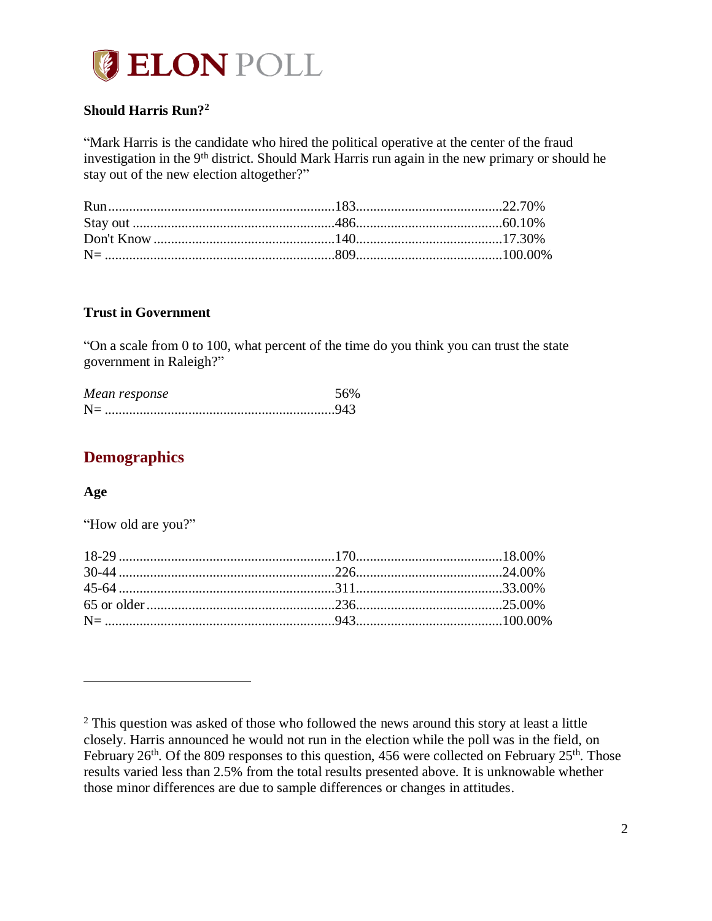**Should Harris Run?**[2]

"Mark Harris is the candidate who hired the political operative at the center of the fraud investigation in the 9th district. Should Mark Harris run again in the new primary or should he stay out of the new election altogether?"

| Response | Count | Percent |
|---|---|---|
| Run | 183 | 22.70% |
| Stay out | 486 | 60.10% |
| Don't Know | 140 | 17.30% |
| N= | 809 | 100.00% |

**Trust in Government**

"On a scale from 0 to 100, what percent of the time do you think you can trust the state government in Raleigh?"

| | |
|---|---|
| *Mean response* | 56% |
| N= | 943 |

## Demographics

**Age**

"How old are you?"

| Response | Count | Percent |
|---|---|---|
| 18-29 | 170 | 18.00% |
| 30-44 | 226 | 24.00% |
| 45-64 | 311 | 33.00% |
| 65 or older | 236 | 25.00% |
| N= | 943 | 100.00% |

[2] This question was asked of those who followed the news around this story at least a little closely. Harris announced he would not run in the election while the poll was in the field, on February 26th. Of the 809 responses to this question, 456 were collected on February 25th. Those results varied less than 2.5% from the total results presented above. It is unknowable whether those minor differences are due to sample differences or changes in attitudes.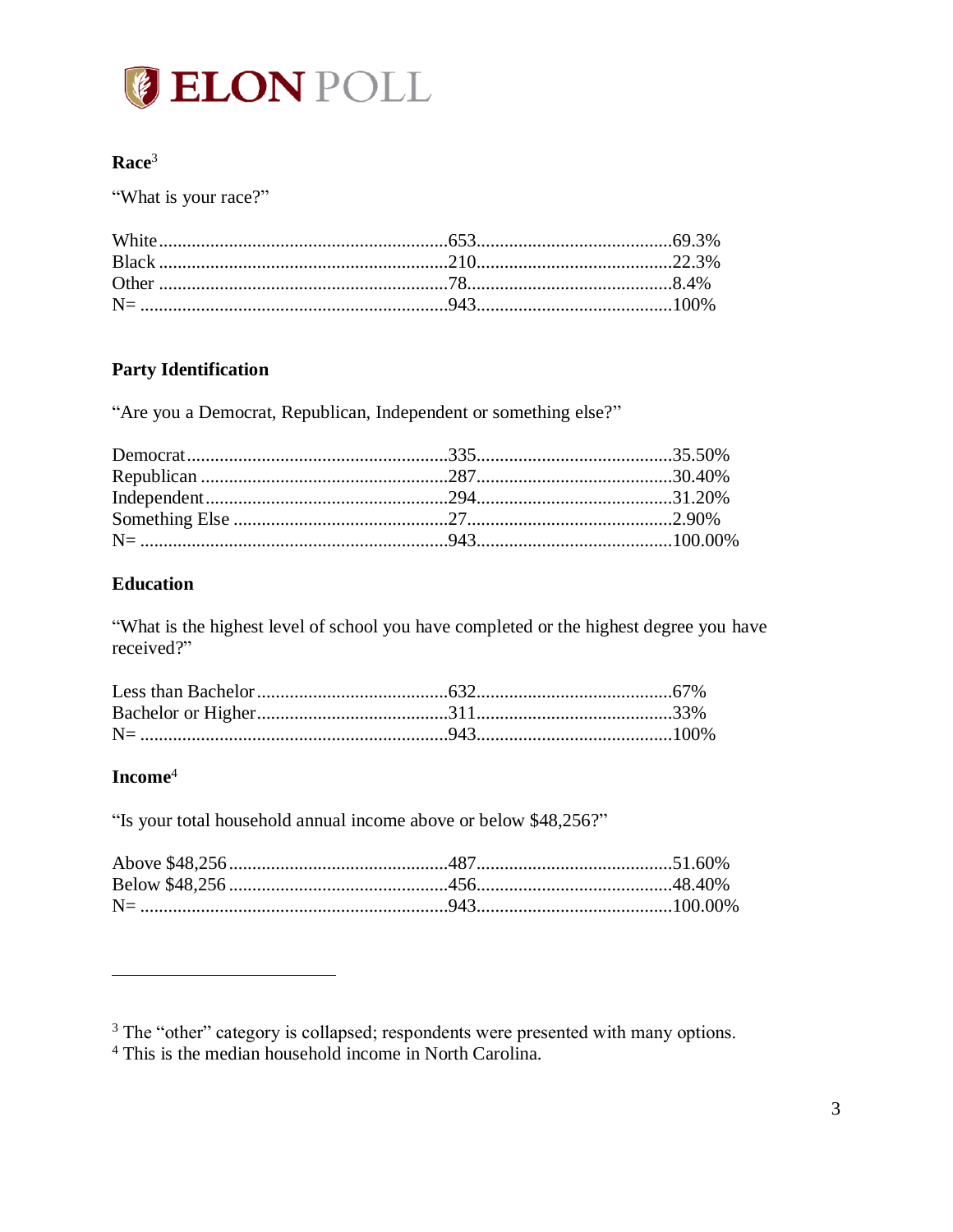## Race[3]

"What is your race?"

| | | |
|---|---|---|
| White | 653 | 69.3% |
| Black | 210 | 22.3% |
| Other | 78 | 8.4% |
| N= | 943 | 100% |

## Party Identification

"Are you a Democrat, Republican, Independent or something else?"

| | | |
|---|---|---|
| Democrat | 335 | 35.50% |
| Republican | 287 | 30.40% |
| Independent | 294 | 31.20% |
| Something Else | 27 | 2.90% |
| N= | 943 | 100.00% |

## Education

"What is the highest level of school you have completed or the highest degree you have received?"

| | | |
|---|---|---|
| Less than Bachelor | 632 | 67% |
| Bachelor or Higher | 311 | 33% |
| N= | 943 | 100% |

## Income[4]

"Is your total household annual income above or below $48,256?"

| | | |
|---|---|---|
| Above $48,256 | 487 | 51.60% |
| Below $48,256 | 456 | 48.40% |
| N= | 943 | 100.00% |

---

[3] The "other" category is collapsed; respondents were presented with many options.
[4] This is the median household income in North Carolina.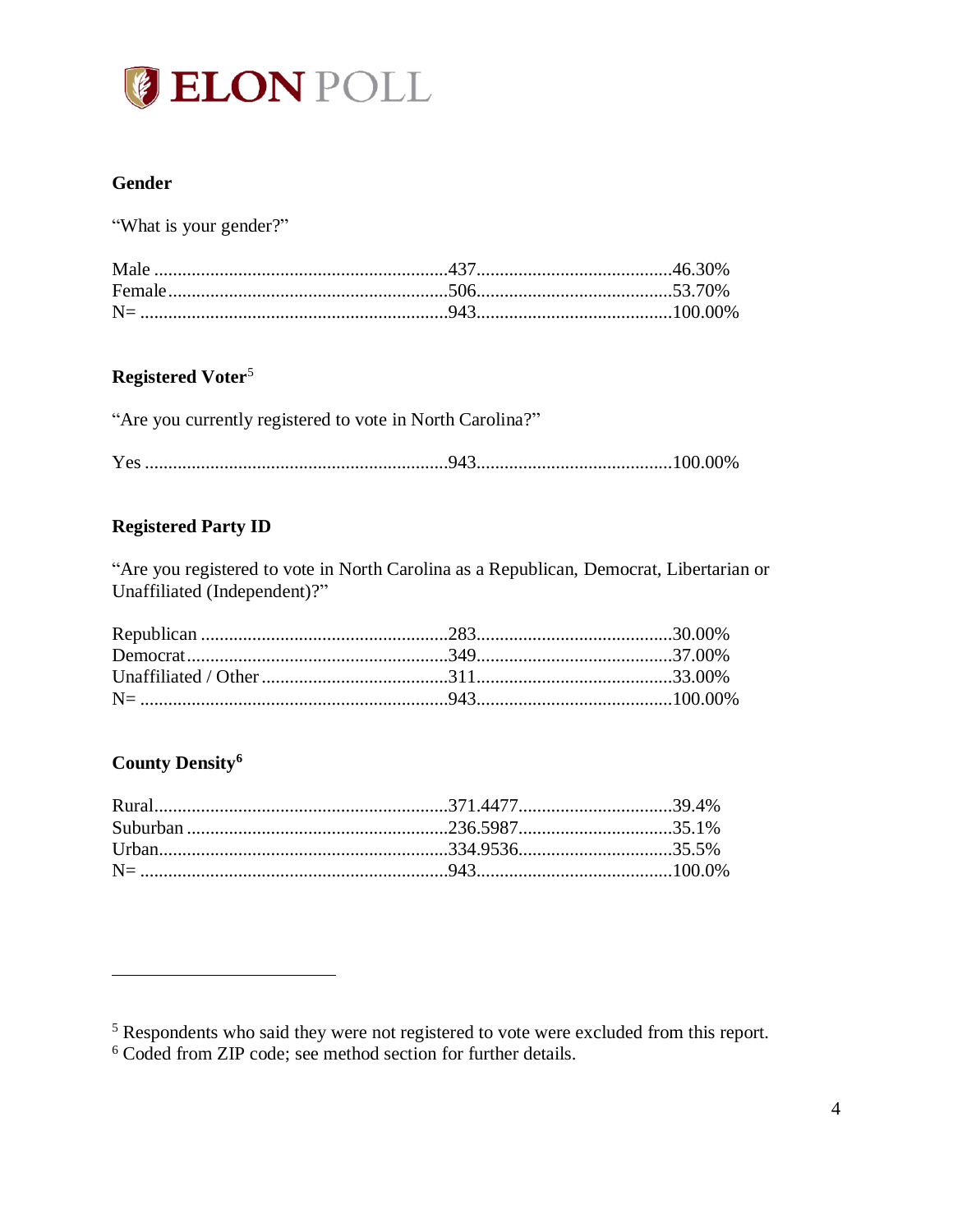**Gender**

"What is your gender?"

| | | |
|---|---|---|
| Male | 437 | 46.30% |
| Female | 506 | 53.70% |
| N= | 943 | 100.00% |

**Registered Voter**[5]

"Are you currently registered to vote in North Carolina?"

| | | |
|---|---|---|
| Yes | 943 | 100.00% |

**Registered Party ID**

"Are you registered to vote in North Carolina as a Republican, Democrat, Libertarian or Unaffiliated (Independent)?"

| | | |
|---|---|---|
| Republican | 283 | 30.00% |
| Democrat | 349 | 37.00% |
| Unaffiliated / Other | 311 | 33.00% |
| N= | 943 | 100.00% |

**County Density**[6]

| | | |
|---|---|---|
| Rural | 371.4477 | 39.4% |
| Suburban | 236.5987 | 35.1% |
| Urban | 334.9536 | 35.5% |
| N= | 943 | 100.0% |

---

[5] Respondents who said they were not registered to vote were excluded from this report.

[6] Coded from ZIP code; see method section for further details.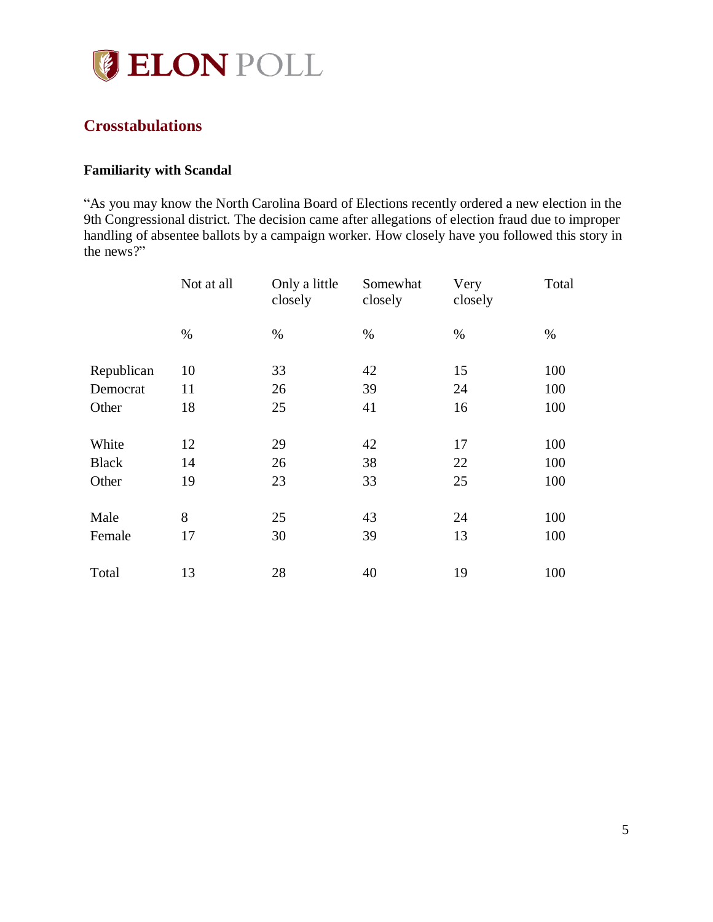## Crosstabulations

### Familiarity with Scandal

"As you may know the North Carolina Board of Elections recently ordered a new election in the 9th Congressional district. The decision came after allegations of election fraud due to improper handling of absentee ballots by a campaign worker. How closely have you followed this story in the news?"

| | Not at all | Only a little closely | Somewhat closely | Very closely | Total |
|---|---|---|---|---|---|
| | % | % | % | % | % |
| Republican | 10 | 33 | 42 | 15 | 100 |
| Democrat | 11 | 26 | 39 | 24 | 100 |
| Other | 18 | 25 | 41 | 16 | 100 |
| White | 12 | 29 | 42 | 17 | 100 |
| Black | 14 | 26 | 38 | 22 | 100 |
| Other | 19 | 23 | 33 | 25 | 100 |
| Male | 8 | 25 | 43 | 24 | 100 |
| Female | 17 | 30 | 39 | 13 | 100 |
| Total | 13 | 28 | 40 | 19 | 100 |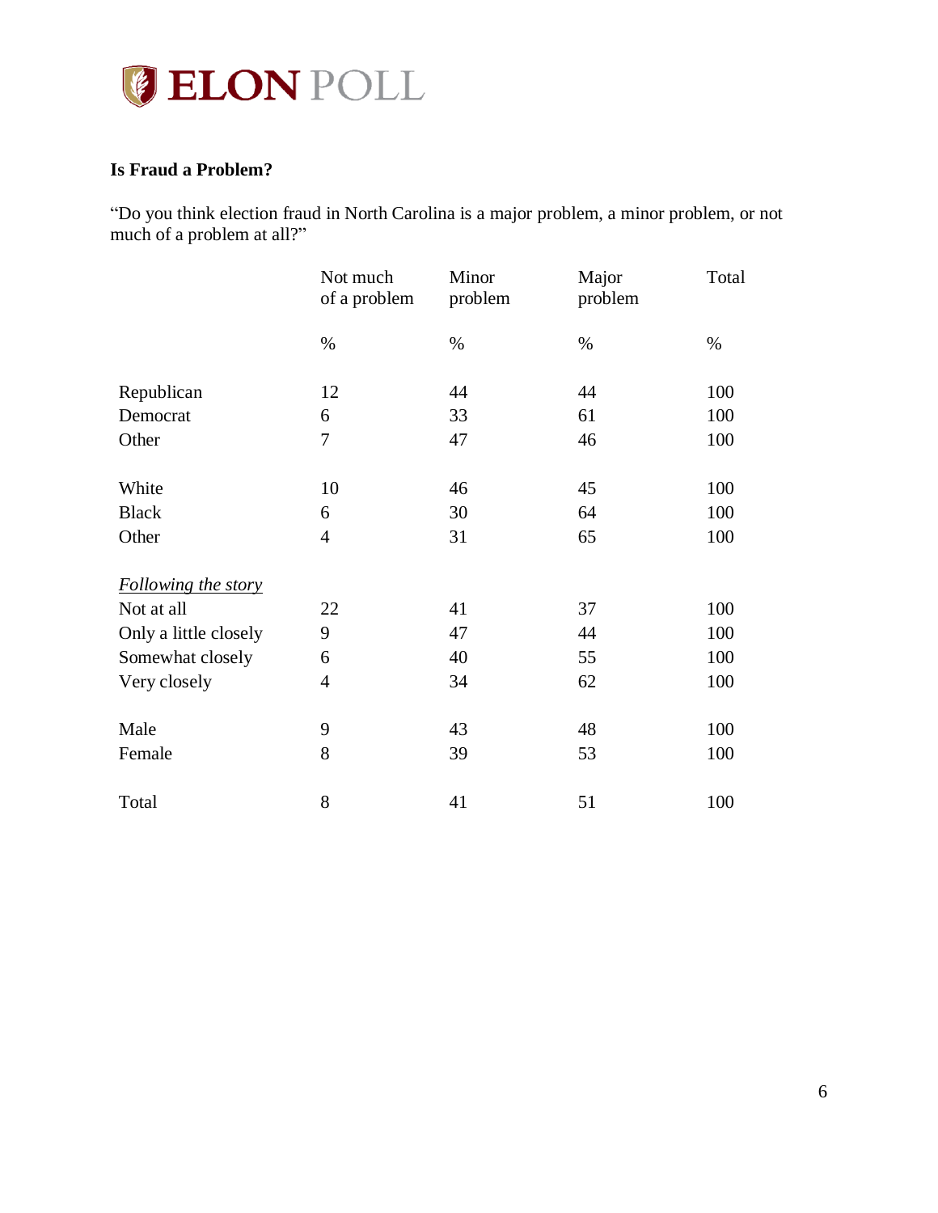### Is Fraud a Problem?

"Do you think election fraud in North Carolina is a major problem, a minor problem, or not much of a problem at all?"

| | Not much of a problem | Minor problem | Major problem | Total |
|---|---|---|---|---|
| | % | % | % | % |
| Republican | 12 | 44 | 44 | 100 |
| Democrat | 6 | 33 | 61 | 100 |
| Other | 7 | 47 | 46 | 100 |
| | | | | |
| White | 10 | 46 | 45 | 100 |
| Black | 6 | 30 | 64 | 100 |
| Other | 4 | 31 | 65 | 100 |
| | | | | |
| *Following the story* | | | | |
| Not at all | 22 | 41 | 37 | 100 |
| Only a little closely | 9 | 47 | 44 | 100 |
| Somewhat closely | 6 | 40 | 55 | 100 |
| Very closely | 4 | 34 | 62 | 100 |
| | | | | |
| Male | 9 | 43 | 48 | 100 |
| Female | 8 | 39 | 53 | 100 |
| | | | | |
| Total | 8 | 41 | 51 | 100 |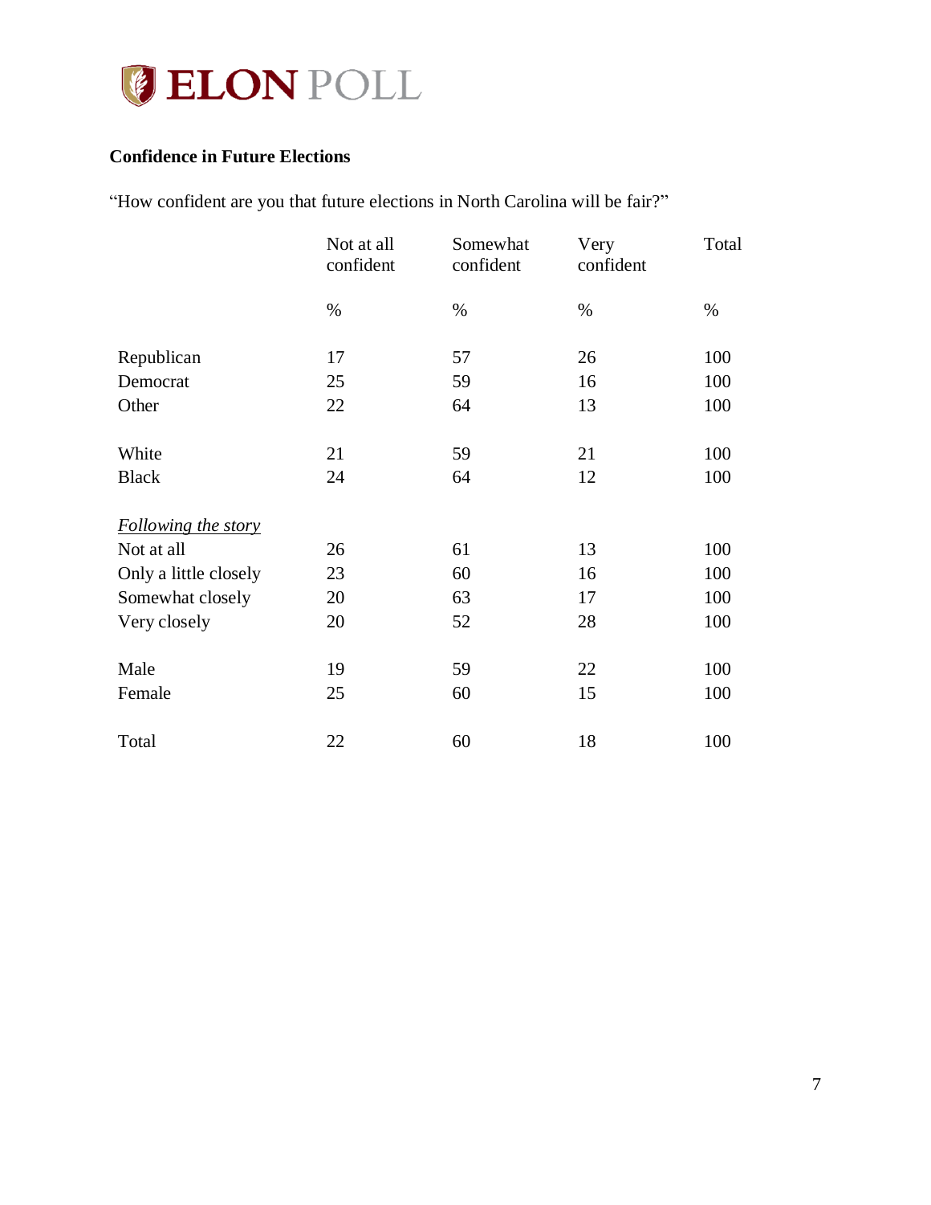**Confidence in Future Elections**

"How confident are you that future elections in North Carolina will be fair?"

| | Not at all confident | Somewhat confident | Very confident | Total |
|---|---|---|---|---|
| | % | % | % | % |
| Republican | 17 | 57 | 26 | 100 |
| Democrat | 25 | 59 | 16 | 100 |
| Other | 22 | 64 | 13 | 100 |
| | | | | |
| White | 21 | 59 | 21 | 100 |
| Black | 24 | 64 | 12 | 100 |
| | | | | |
| *Following the story* | | | | |
| Not at all | 26 | 61 | 13 | 100 |
| Only a little closely | 23 | 60 | 16 | 100 |
| Somewhat closely | 20 | 63 | 17 | 100 |
| Very closely | 20 | 52 | 28 | 100 |
| | | | | |
| Male | 19 | 59 | 22 | 100 |
| Female | 25 | 60 | 15 | 100 |
| | | | | |
| Total | 22 | 60 | 18 | 100 |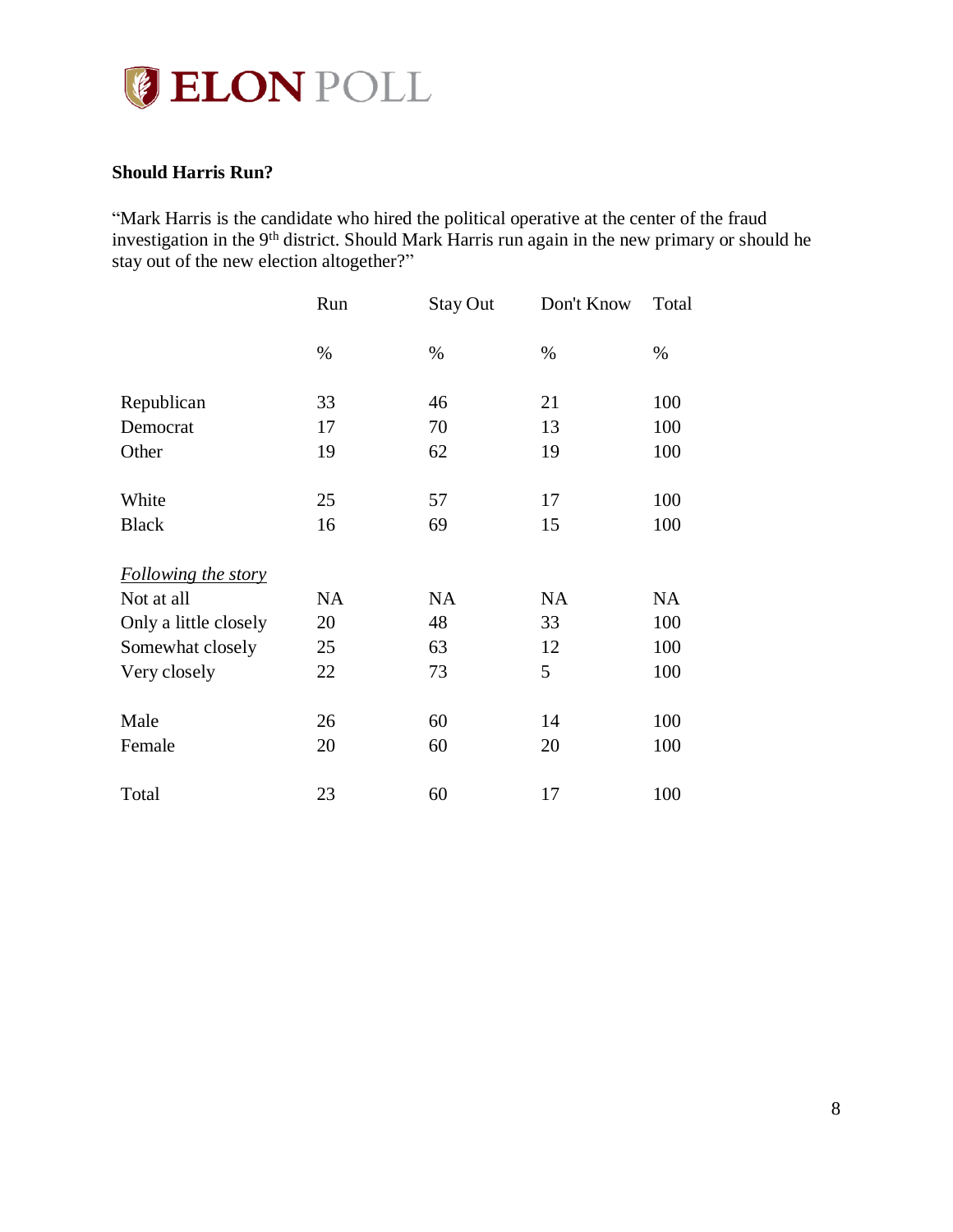## Should Harris Run?

"Mark Harris is the candidate who hired the political operative at the center of the fraud investigation in the 9th district. Should Mark Harris run again in the new primary or should he stay out of the new election altogether?"

| | Run | Stay Out | Don't Know | Total |
|---|---|---|---|---|
| | % | % | % | % |
| Republican | 33 | 46 | 21 | 100 |
| Democrat | 17 | 70 | 13 | 100 |
| Other | 19 | 62 | 19 | 100 |
| | | | | |
| White | 25 | 57 | 17 | 100 |
| Black | 16 | 69 | 15 | 100 |
| | | | | |
| *Following the story* | | | | |
| Not at all | NA | NA | NA | NA |
| Only a little closely | 20 | 48 | 33 | 100 |
| Somewhat closely | 25 | 63 | 12 | 100 |
| Very closely | 22 | 73 | 5 | 100 |
| | | | | |
| Male | 26 | 60 | 14 | 100 |
| Female | 20 | 60 | 20 | 100 |
| | | | | |
| Total | 23 | 60 | 17 | 100 |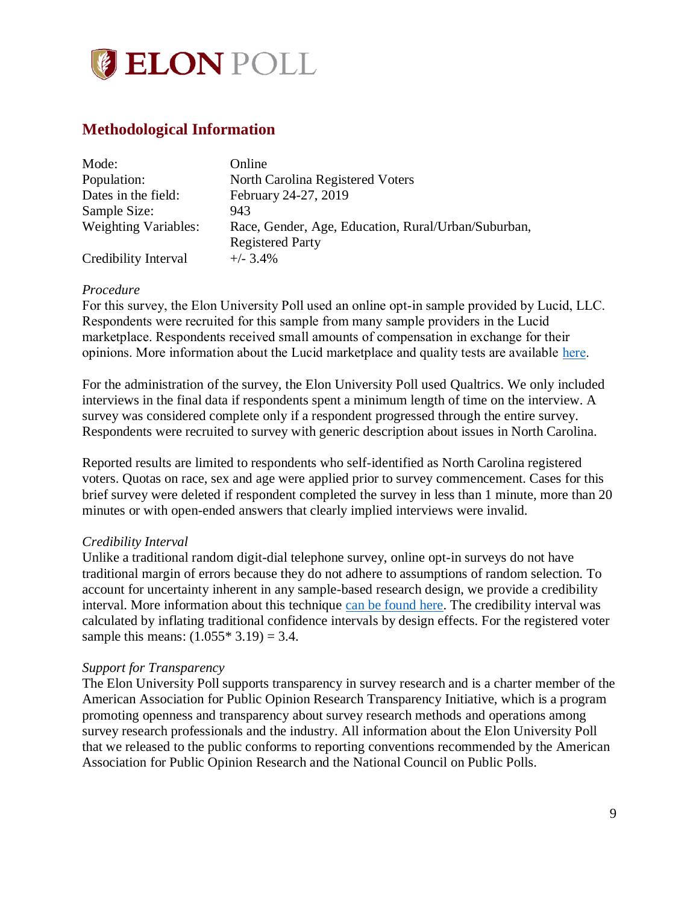ELON POLL

## Methodological Information

| | |
|---|---|
| Mode: | Online |
| Population: | North Carolina Registered Voters |
| Dates in the field: | February 24-27, 2019 |
| Sample Size: | 943 |
| Weighting Variables: | Race, Gender, Age, Education, Rural/Urban/Suburban, Registered Party |
| Credibility Interval | +/- 3.4% |

*Procedure*

For this survey, the Elon University Poll used an online opt-in sample provided by Lucid, LLC. Respondents were recruited for this sample from many sample providers in the Lucid marketplace. Respondents received small amounts of compensation in exchange for their opinions. More information about the Lucid marketplace and quality tests are available here.

For the administration of the survey, the Elon University Poll used Qualtrics. We only included interviews in the final data if respondents spent a minimum length of time on the interview. A survey was considered complete only if a respondent progressed through the entire survey. Respondents were recruited to survey with generic description about issues in North Carolina.

Reported results are limited to respondents who self-identified as North Carolina registered voters. Quotas on race, sex and age were applied prior to survey commencement. Cases for this brief survey were deleted if respondent completed the survey in less than 1 minute, more than 20 minutes or with open-ended answers that clearly implied interviews were invalid.

*Credibility Interval*

Unlike a traditional random digit-dial telephone survey, online opt-in surveys do not have traditional margin of errors because they do not adhere to assumptions of random selection. To account for uncertainty inherent in any sample-based research design, we provide a credibility interval. More information about this technique can be found here. The credibility interval was calculated by inflating traditional confidence intervals by design effects. For the registered voter sample this means: (1.055* 3.19) = 3.4.

*Support for Transparency*

The Elon University Poll supports transparency in survey research and is a charter member of the American Association for Public Opinion Research Transparency Initiative, which is a program promoting openness and transparency about survey research methods and operations among survey research professionals and the industry. All information about the Elon University Poll that we released to the public conforms to reporting conventions recommended by the American Association for Public Opinion Research and the National Council on Public Polls.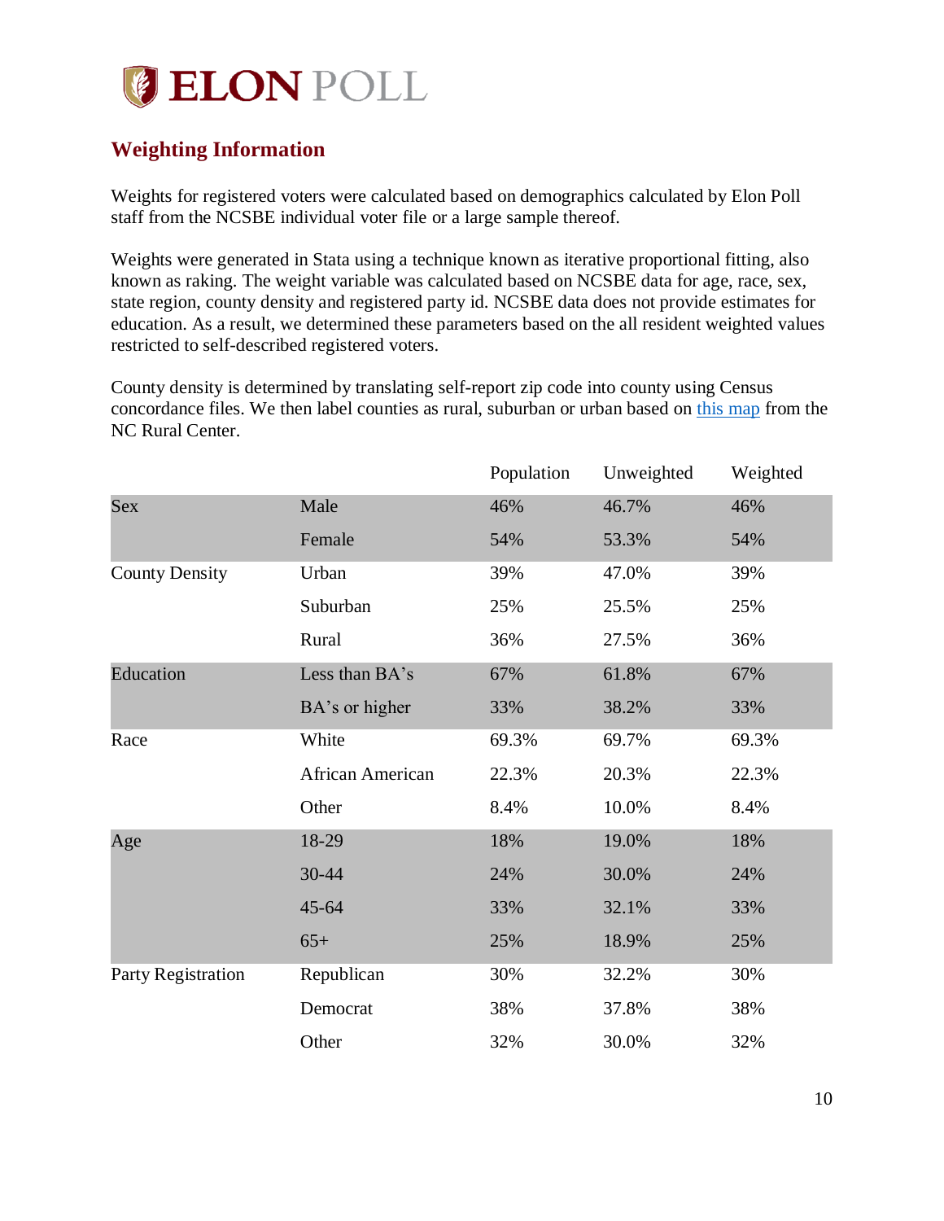## Weighting Information

Weights for registered voters were calculated based on demographics calculated by Elon Poll staff from the NCSBE individual voter file or a large sample thereof.

Weights were generated in Stata using a technique known as iterative proportional fitting, also known as raking. The weight variable was calculated based on NCSBE data for age, race, sex, state region, county density and registered party id. NCSBE data does not provide estimates for education. As a result, we determined these parameters based on the all resident weighted values restricted to self-described registered voters.

County density is determined by translating self-report zip code into county using Census concordance files. We then label counties as rural, suburban or urban based on this map from the NC Rural Center.

| | | Population | Unweighted | Weighted |
|---|---|---|---|---|
| Sex | Male | 46% | 46.7% | 46% |
| | Female | 54% | 53.3% | 54% |
| County Density | Urban | 39% | 47.0% | 39% |
| | Suburban | 25% | 25.5% | 25% |
| | Rural | 36% | 27.5% | 36% |
| Education | Less than BA's | 67% | 61.8% | 67% |
| | BA's or higher | 33% | 38.2% | 33% |
| Race | White | 69.3% | 69.7% | 69.3% |
| | African American | 22.3% | 20.3% | 22.3% |
| | Other | 8.4% | 10.0% | 8.4% |
| Age | 18-29 | 18% | 19.0% | 18% |
| | 30-44 | 24% | 30.0% | 24% |
| | 45-64 | 33% | 32.1% | 33% |
| | 65+ | 25% | 18.9% | 25% |
| Party Registration | Republican | 30% | 32.2% | 30% |
| | Democrat | 38% | 37.8% | 38% |
| | Other | 32% | 30.0% | 32% |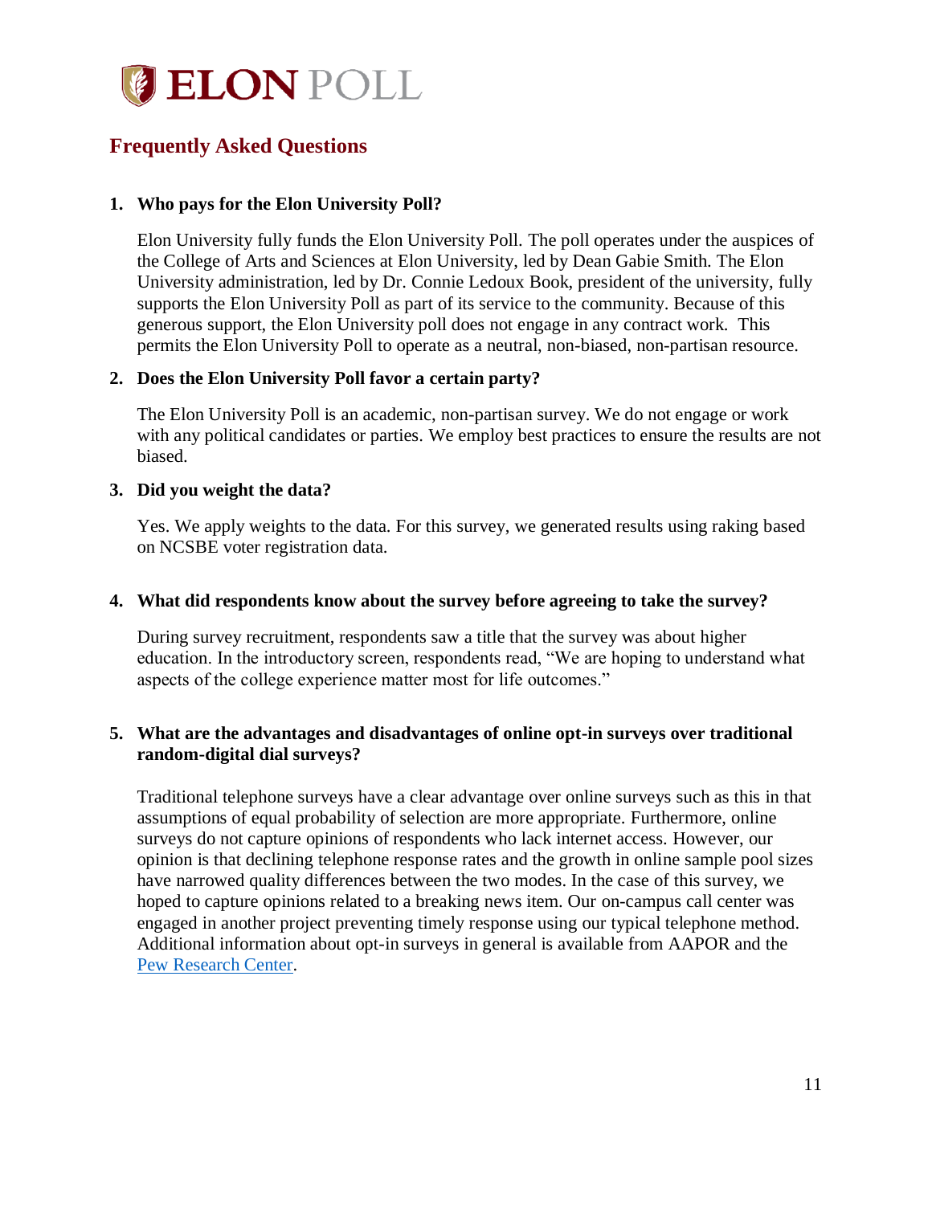# ELON POLL

## Frequently Asked Questions

1. **Who pays for the Elon University Poll?**

   Elon University fully funds the Elon University Poll. The poll operates under the auspices of the College of Arts and Sciences at Elon University, led by Dean Gabie Smith. The Elon University administration, led by Dr. Connie Ledoux Book, president of the university, fully supports the Elon University Poll as part of its service to the community. Because of this generous support, the Elon University poll does not engage in any contract work. This permits the Elon University Poll to operate as a neutral, non-biased, non-partisan resource.

2. **Does the Elon University Poll favor a certain party?**

   The Elon University Poll is an academic, non-partisan survey. We do not engage or work with any political candidates or parties. We employ best practices to ensure the results are not biased.

3. **Did you weight the data?**

   Yes. We apply weights to the data. For this survey, we generated results using raking based on NCSBE voter registration data.

4. **What did respondents know about the survey before agreeing to take the survey?**

   During survey recruitment, respondents saw a title that the survey was about higher education. In the introductory screen, respondents read, "We are hoping to understand what aspects of the college experience matter most for life outcomes."

5. **What are the advantages and disadvantages of online opt-in surveys over traditional random-digital dial surveys?**

   Traditional telephone surveys have a clear advantage over online surveys such as this in that assumptions of equal probability of selection are more appropriate. Furthermore, online surveys do not capture opinions of respondents who lack internet access. However, our opinion is that declining telephone response rates and the growth in online sample pool sizes have narrowed quality differences between the two modes. In the case of this survey, we hoped to capture opinions related to a breaking news item. Our on-campus call center was engaged in another project preventing timely response using our typical telephone method. Additional information about opt-in surveys in general is available from AAPOR and the Pew Research Center.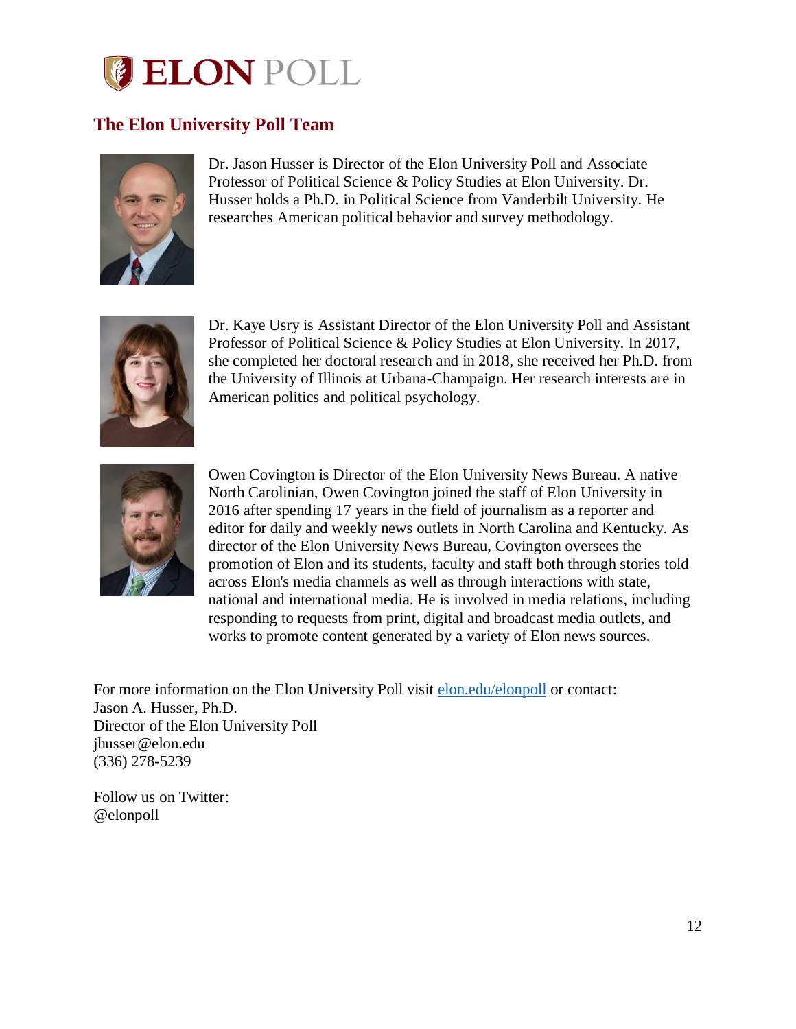# ELON POLL

## The Elon University Poll Team

Dr. Jason Husser is Director of the Elon University Poll and Associate Professor of Political Science & Policy Studies at Elon University. Dr. Husser holds a Ph.D. in Political Science from Vanderbilt University. He researches American political behavior and survey methodology.

Dr. Kaye Usry is Assistant Director of the Elon University Poll and Assistant Professor of Political Science & Policy Studies at Elon University. In 2017, she completed her doctoral research and in 2018, she received her Ph.D. from the University of Illinois at Urbana-Champaign. Her research interests are in American politics and political psychology.

Owen Covington is Director of the Elon University News Bureau. A native North Carolinian, Owen Covington joined the staff of Elon University in 2016 after spending 17 years in the field of journalism as a reporter and editor for daily and weekly news outlets in North Carolina and Kentucky. As director of the Elon University News Bureau, Covington oversees the promotion of Elon and its students, faculty and staff both through stories told across Elon's media channels as well as through interactions with state, national and international media. He is involved in media relations, including responding to requests from print, digital and broadcast media outlets, and works to promote content generated by a variety of Elon news sources.

For more information on the Elon University Poll visit [elon.edu/elonpoll](elon.edu/elonpoll) or contact:
Jason A. Husser, Ph.D.
Director of the Elon University Poll
jhusser@elon.edu
(336) 278-5239

Follow us on Twitter:
@elonpoll